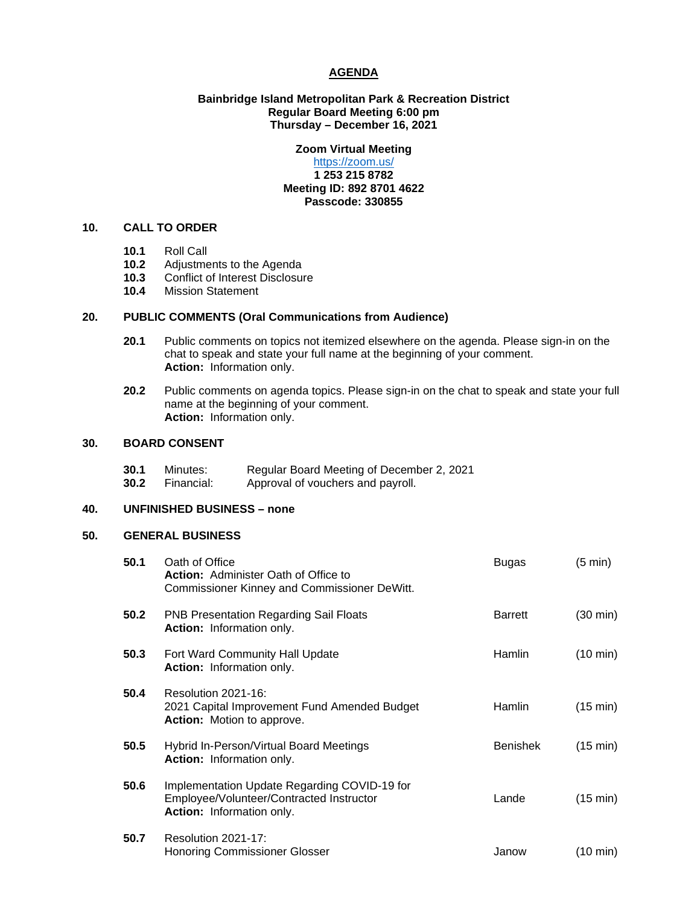# AGENDA

**Bainbridge Island Metropolitan Park & Recreation District**
**Regular Board Meeting 6:00 pm**
**Thursday – December 16, 2021**

**Zoom Virtual Meeting**
https://zoom.us/
**1 253 215 8782**
**Meeting ID: 892 8701 4622**
**Passcode: 330855**

## 10. CALL TO ORDER

**10.1** Roll Call
**10.2** Adjustments to the Agenda
**10.3** Conflict of Interest Disclosure
**10.4** Mission Statement

## 20. PUBLIC COMMENTS (Oral Communications from Audience)

**20.1** Public comments on topics not itemized elsewhere on the agenda. Please sign-in on the chat to speak and state your full name at the beginning of your comment.
**Action:** Information only.

**20.2** Public comments on agenda topics. Please sign-in on the chat to speak and state your full name at the beginning of your comment.
**Action:** Information only.

## 30. BOARD CONSENT

**30.1** Minutes: Regular Board Meeting of December 2, 2021
**30.2** Financial: Approval of vouchers and payroll.

## 40. UNFINISHED BUSINESS – none

## 50. GENERAL BUSINESS

| | Item | Presenter | Time |
|---|---|---|---|
| **50.1** | Oath of Office<br>**Action:** Administer Oath of Office to Commissioner Kinney and Commissioner DeWitt. | Bugas | (5 min) |
| **50.2** | PNB Presentation Regarding Sail Floats<br>**Action:** Information only. | Barrett | (30 min) |
| **50.3** | Fort Ward Community Hall Update<br>**Action:** Information only. | Hamlin | (10 min) |
| **50.4** | Resolution 2021-16:<br>2021 Capital Improvement Fund Amended Budget<br>**Action:** Motion to approve. | Hamlin | (15 min) |
| **50.5** | Hybrid In-Person/Virtual Board Meetings<br>**Action:** Information only. | Benishek | (15 min) |
| **50.6** | Implementation Update Regarding COVID-19 for Employee/Volunteer/Contracted Instructor<br>**Action:** Information only. | Lande | (15 min) |
| **50.7** | Resolution 2021-17:<br>Honoring Commissioner Glosser | Janow | (10 min) |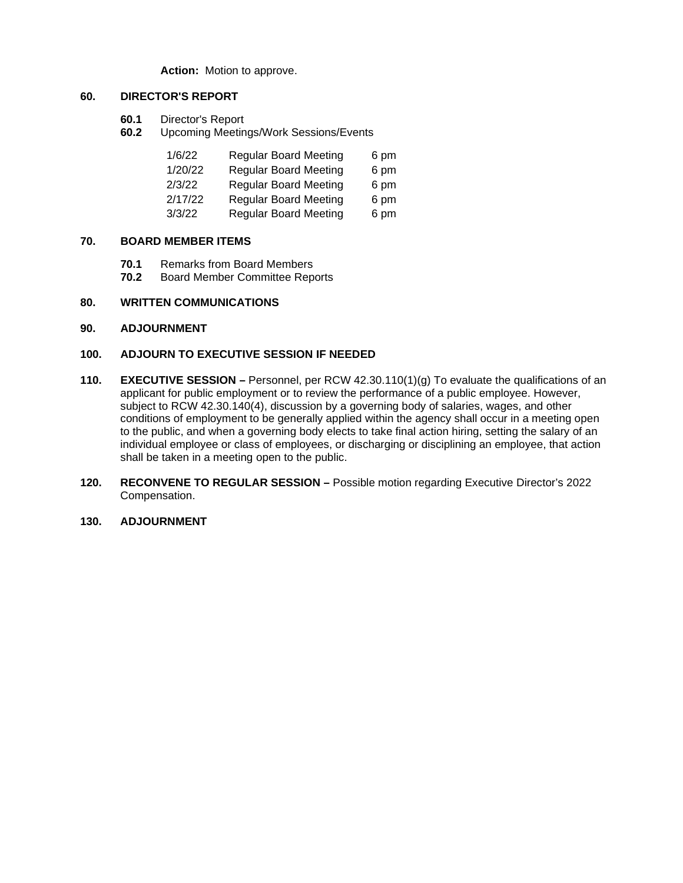**Action:** Motion to approve.

**60. DIRECTOR'S REPORT**

**60.1** Director's Report
**60.2** Upcoming Meetings/Work Sessions/Events

| | | |
|---|---|---|
| 1/6/22 | Regular Board Meeting | 6 pm |
| 1/20/22 | Regular Board Meeting | 6 pm |
| 2/3/22 | Regular Board Meeting | 6 pm |
| 2/17/22 | Regular Board Meeting | 6 pm |
| 3/3/22 | Regular Board Meeting | 6 pm |

**70. BOARD MEMBER ITEMS**

**70.1** Remarks from Board Members
**70.2** Board Member Committee Reports

**80. WRITTEN COMMUNICATIONS**

**90. ADJOURNMENT**

**100. ADJOURN TO EXECUTIVE SESSION IF NEEDED**

**110. EXECUTIVE SESSION –** Personnel, per RCW 42.30.110(1)(g) To evaluate the qualifications of an applicant for public employment or to review the performance of a public employee. However, subject to RCW 42.30.140(4), discussion by a governing body of salaries, wages, and other conditions of employment to be generally applied within the agency shall occur in a meeting open to the public, and when a governing body elects to take final action hiring, setting the salary of an individual employee or class of employees, or discharging or disciplining an employee, that action shall be taken in a meeting open to the public.

**120. RECONVENE TO REGULAR SESSION –** Possible motion regarding Executive Director's 2022 Compensation.

**130. ADJOURNMENT**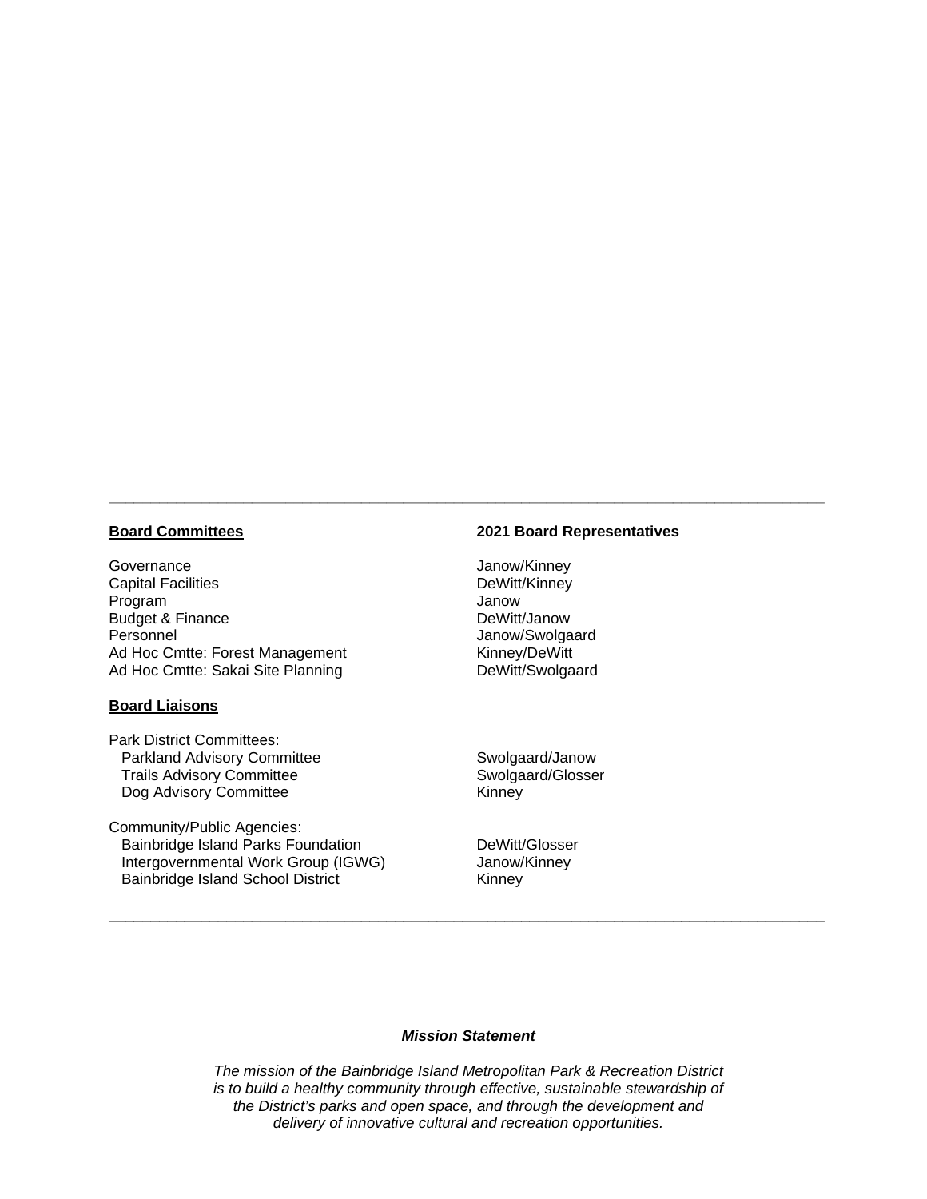---

| Board Committees | 2021 Board Representatives |
| --- | --- |
| Governance | Janow/Kinney |
| Capital Facilities | DeWitt/Kinney |
| Program | Janow |
| Budget & Finance | DeWitt/Janow |
| Personnel | Janow/Swolgaard |
| Ad Hoc Cmtte: Forest Management | Kinney/DeWitt |
| Ad Hoc Cmtte: Sakai Site Planning | DeWitt/Swolgaard |

**Board Liaisons**

| | |
| --- | --- |
| Park District Committees: | |
| Parkland Advisory Committee | Swolgaard/Janow |
| Trails Advisory Committee | Swolgaard/Glosser |
| Dog Advisory Committee | Kinney |
| Community/Public Agencies: | |
| Bainbridge Island Parks Foundation | DeWitt/Glosser |
| Intergovernmental Work Group (IGWG) | Janow/Kinney |
| Bainbridge Island School District | Kinney |

---

***Mission Statement***

*The mission of the Bainbridge Island Metropolitan Park & Recreation District is to build a healthy community through effective, sustainable stewardship of the District's parks and open space, and through the development and delivery of innovative cultural and recreation opportunities.*